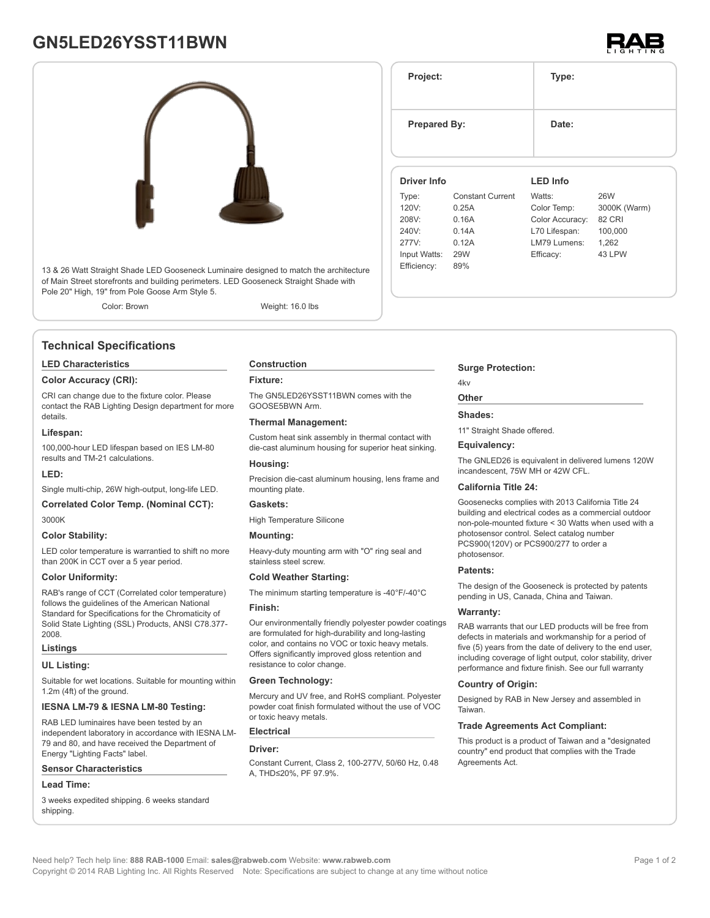# GN5LED26YSST11BWN

RAB LIGHTING

13 & 26 Watt Straight Shade LED Gooseneck Luminaire designed to match the architecture of Main Street storefronts and building perimeters. LED Gooseneck Straight Shade with Pole 20" High, 19" from Pole Goose Arm Style 5.

Color: Brown    Weight: 16.0 lbs

| Project: | Type: |
|---|---|
| Prepared By: | Date: |

**Driver Info**

| | |
|---|---|
| Type: | Constant Current |
| 120V: | 0.25A |
| 208V: | 0.16A |
| 240V: | 0.14A |
| 277V: | 0.12A |
| Input Watts: | 29W |
| Efficiency: | 89% |

**LED Info**

| | |
|---|---|
| Watts: | 26W |
| Color Temp: | 3000K (Warm) |
| Color Accuracy: | 82 CRI |
| L70 Lifespan: | 100,000 |
| LM79 Lumens: | 1,262 |
| Efficacy: | 43 LPW |

## Technical Specifications

### LED Characteristics

**Color Accuracy (CRI):**

CRI can change due to the fixture color. Please contact the RAB Lighting Design department for more details.

**Lifespan:**

100,000-hour LED lifespan based on IES LM-80 results and TM-21 calculations.

**LED:**

Single multi-chip, 26W high-output, long-life LED.

**Correlated Color Temp. (Nominal CCT):**

3000K

**Color Stability:**

LED color temperature is warrantied to shift no more than 200K in CCT over a 5 year period.

**Color Uniformity:**

RAB's range of CCT (Correlated color temperature) follows the guidelines of the American National Standard for Specifications for the Chromaticity of Solid State Lighting (SSL) Products, ANSI C78.377-2008.

### Listings

**UL Listing:**

Suitable for wet locations. Suitable for mounting within 1.2m (4ft) of the ground.

**IESNA LM-79 & IESNA LM-80 Testing:**

RAB LED luminaires have been tested by an independent laboratory in accordance with IESNA LM-79 and 80, and have received the Department of Energy "Lighting Facts" label.

### Sensor Characteristics

**Lead Time:**

3 weeks expedited shipping. 6 weeks standard shipping.

### Construction

**Fixture:**

The GN5LED26YSST11BWN comes with the GOOSE5BWN Arm.

**Thermal Management:**

Custom heat sink assembly in thermal contact with die-cast aluminum housing for superior heat sinking.

**Housing:**

Precision die-cast aluminum housing, lens frame and mounting plate.

**Gaskets:**

High Temperature Silicone

**Mounting:**

Heavy-duty mounting arm with "O" ring seal and stainless steel screw.

**Cold Weather Starting:**

The minimum starting temperature is -40°F/-40°C

**Finish:**

Our environmentally friendly polyester powder coatings are formulated for high-durability and long-lasting color, and contains no VOC or toxic heavy metals. Offers significantly improved gloss retention and resistance to color change.

**Green Technology:**

Mercury and UV free, and RoHS compliant. Polyester powder coat finish formulated without the use of VOC or toxic heavy metals.

### Electrical

**Driver:**

Constant Current, Class 2, 100-277V, 50/60 Hz, 0.48 A, THD≤20%, PF 97.9%.

**Surge Protection:**

4kv

### Other

**Shades:**

11" Straight Shade offered.

**Equivalency:**

The GNLED26 is equivalent in delivered lumens 120W incandescent, 75W MH or 42W CFL.

**California Title 24:**

Goosenecks complies with 2013 California Title 24 building and electrical codes as a commercial outdoor non-pole-mounted fixture < 30 Watts when used with a photosensor control. Select catalog number PCS900(120V) or PCS900/277 to order a photosensor.

**Patents:**

The design of the Gooseneck is protected by patents pending in US, Canada, China and Taiwan.

**Warranty:**

RAB warrants that our LED products will be free from defects in materials and workmanship for a period of five (5) years from the date of delivery to the end user, including coverage of light output, color stability, driver performance and fixture finish. See our full warranty

**Country of Origin:**

Designed by RAB in New Jersey and assembled in Taiwan.

**Trade Agreements Act Compliant:**

This product is a product of Taiwan and a "designated country" end product that complies with the Trade Agreements Act.

Need help? Tech help line: **888 RAB-1000** Email: **sales@rabweb.com** Website: **www.rabweb.com**
Copyright © 2014 RAB Lighting Inc. All Rights Reserved    Note: Specifications are subject to change at any time without notice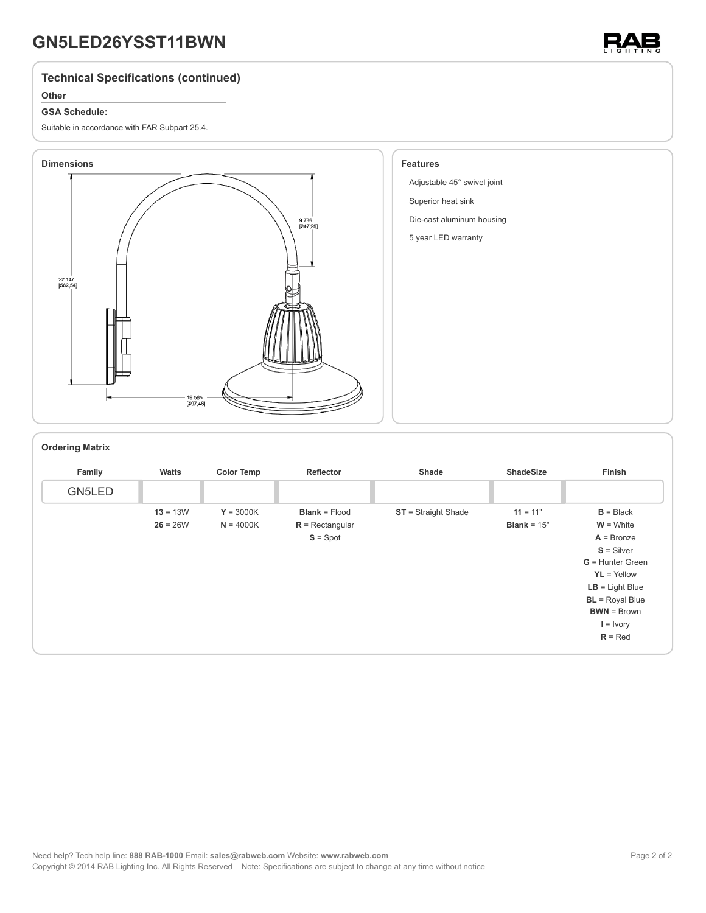# GN5LED26YSST11BWN

## Technical Specifications (continued)

### Other

**GSA Schedule:**

Suitable in accordance with FAR Subpart 25.4.

## Dimensions

9.736
[247,29]

22.147
[562,54]

19.585
[497,46]

## Features

- Adjustable 45° swivel joint
- Superior heat sink
- Die-cast aluminum housing
- 5 year LED warranty

## Ordering Matrix

| Family | Watts | Color Temp | Reflector | Shade | ShadeSize | Finish |
|---|---|---|---|---|---|---|
| GN5LED | | | | | | |
| | **13** = 13W | **Y** = 3000K | **Blank** = Flood | **ST** = Straight Shade | **11** = 11" | **B** = Black |
| | **26** = 26W | **N** = 4000K | **R** = Rectangular | | **Blank** = 15" | **W** = White |
| | | | **S** = Spot | | | **A** = Bronze |
| | | | | | | **S** = Silver |
| | | | | | | **G** = Hunter Green |
| | | | | | | **YL** = Yellow |
| | | | | | | **LB** = Light Blue |
| | | | | | | **BL** = Royal Blue |
| | | | | | | **BWN** = Brown |
| | | | | | | **I** = Ivory |
| | | | | | | **R** = Red |

Need help? Tech help line: **888 RAB-1000** Email: **sales@rabweb.com** Website: **www.rabweb.com**
Copyright © 2014 RAB Lighting Inc. All Rights Reserved Note: Specifications are subject to change at any time without notice